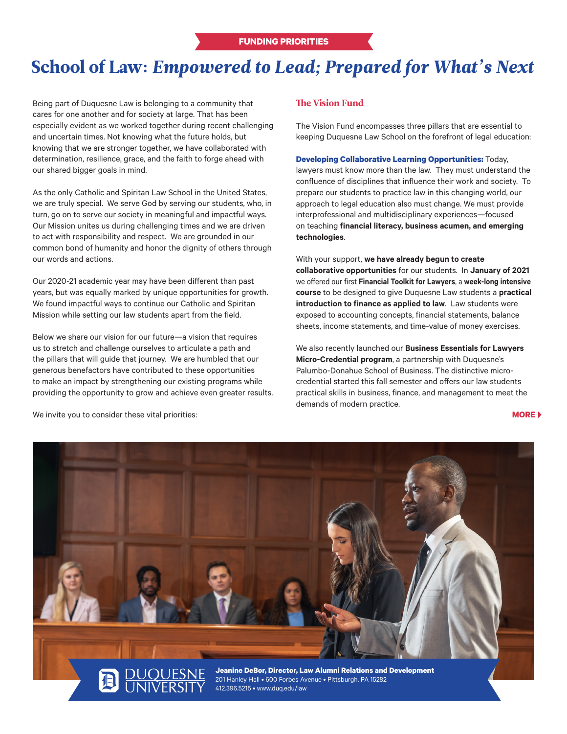FUNDING PRIORITIES

# School of Law: *Empowered to Lead; Prepared for What's Next*

Being part of Duquesne Law is belonging to a community that cares for one another and for society at large. That has been especially evident as we worked together during recent challenging and uncertain times. Not knowing what the future holds, but knowing that we are stronger together, we have collaborated with determination, resilience, grace, and the faith to forge ahead with our shared bigger goals in mind.

As the only Catholic and Spiritan Law School in the United States, we are truly special. We serve God by serving our students, who, in turn, go on to serve our society in meaningful and impactful ways. Our Mission unites us during challenging times and we are driven to act with responsibility and respect. We are grounded in our common bond of humanity and honor the dignity of others through our words and actions.

Our 2020-21 academic year may have been different than past years, but was equally marked by unique opportunities for growth. We found impactful ways to continue our Catholic and Spiritan Mission while setting our law students apart from the field.

Below we share our vision for our future—a vision that requires us to stretch and challenge ourselves to articulate a path and the pillars that will guide that journey. We are humbled that our generous benefactors have contributed to these opportunities to make an impact by strengthening our existing programs while providing the opportunity to grow and achieve even greater results.

We invite you to consider these vital priorities:

## The Vision Fund

The Vision Fund encompasses three pillars that are essential to keeping Duquesne Law School on the forefront of legal education:

**Developing Collaborative Learning Opportunities:** Today, lawyers must know more than the law. They must understand the confluence of disciplines that influence their work and society. To prepare our students to practice law in this changing world, our approach to legal education also must change. We must provide interprofessional and multidisciplinary experiences—focused on teaching **financial literacy, business acumen, and emerging technologies**.

With your support, **we have already begun to create collaborative opportunities** for our students. In **January of 2021** we offered our first **Financial Toolkit for Lawyers**, a **week-long intensive course** to be designed to give Duquesne Law students a **practical introduction to finance as applied to law**. Law students were exposed to accounting concepts, financial statements, balance sheets, income statements, and time-value of money exercises.

We also recently launched our **Business Essentials for Lawyers Micro-Credential program**, a partnership with Duquesne's Palumbo-Donahue School of Business. The distinctive micro-credential started this fall semester and offers our law students practical skills in business, finance, and management to meet the demands of modern practice.

**MORE ▸**

DUQUESNE UNIVERSITY

**Jeanine DeBor, Director, Law Alumni Relations and Development**
201 Hanley Hall • 600 Forbes Avenue • Pittsburgh, PA 15282
412.396.5215 • www.duq.edu/law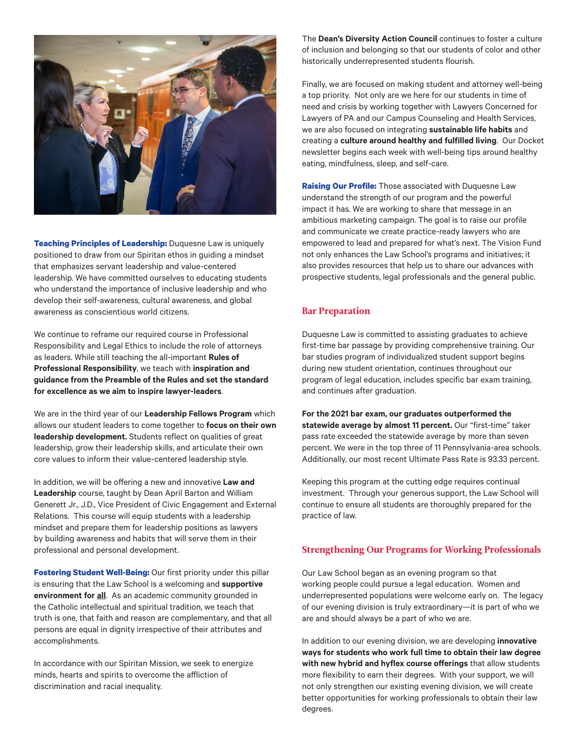**Teaching Principles of Leadership:** Duquesne Law is uniquely positioned to draw from our Spiritan ethos in guiding a mindset that emphasizes servant leadership and value-centered leadership. We have committed ourselves to educating students who understand the importance of inclusive leadership and who develop their self-awareness, cultural awareness, and global awareness as conscientious world citizens.

We continue to reframe our required course in Professional Responsibility and Legal Ethics to include the role of attorneys as leaders. While still teaching the all-important **Rules of Professional Responsibility**, we teach with **inspiration and guidance from the Preamble of the Rules and set the standard for excellence as we aim to inspire lawyer-leaders**.

We are in the third year of our **Leadership Fellows Program** which allows our student leaders to come together to **focus on their own leadership development.** Students reflect on qualities of great leadership, grow their leadership skills, and articulate their own core values to inform their value-centered leadership style.

In addition, we will be offering a new and innovative **Law and Leadership** course, taught by Dean April Barton and William Generett Jr., J.D., Vice President of Civic Engagement and External Relations. This course will equip students with a leadership mindset and prepare them for leadership positions as lawyers by building awareness and habits that will serve them in their professional and personal development.

**Fostering Student Well-Being:** Our first priority under this pillar is ensuring that the Law School is a welcoming and **supportive environment for <u>all</u>**. As an academic community grounded in the Catholic intellectual and spiritual tradition, we teach that truth is one, that faith and reason are complementary, and that all persons are equal in dignity irrespective of their attributes and accomplishments.

In accordance with our Spiritan Mission, we seek to energize minds, hearts and spirits to overcome the affliction of discrimination and racial inequality.

The **Dean's Diversity Action Council** continues to foster a culture of inclusion and belonging so that our students of color and other historically underrepresented students flourish.

Finally, we are focused on making student and attorney well-being a top priority. Not only are we here for our students in time of need and crisis by working together with Lawyers Concerned for Lawyers of PA and our Campus Counseling and Health Services, we are also focused on integrating **sustainable life habits** and creating a **culture around healthy and fulfilled living**. Our Docket newsletter begins each week with well-being tips around healthy eating, mindfulness, sleep, and self-care.

**Raising Our Profile:** Those associated with Duquesne Law understand the strength of our program and the powerful impact it has. We are working to share that message in an ambitious marketing campaign. The goal is to raise our profile and communicate we create practice-ready lawyers who are empowered to lead and prepared for what's next. The Vision Fund not only enhances the Law School's programs and initiatives; it also provides resources that help us to share our advances with prospective students, legal professionals and the general public.

## Bar Preparation

Duquesne Law is committed to assisting graduates to achieve first-time bar passage by providing comprehensive training. Our bar studies program of individualized student support begins during new student orientation, continues throughout our program of legal education, includes specific bar exam training, and continues after graduation.

**For the 2021 bar exam, our graduates outperformed the statewide average by almost 11 percent.** Our "first-time" taker pass rate exceeded the statewide average by more than seven percent. We were in the top three of 11 Pennsylvania-area schools. Additionally, our most recent Ultimate Pass Rate is 93.33 percent.

Keeping this program at the cutting edge requires continual investment. Through your generous support, the Law School will continue to ensure all students are thoroughly prepared for the practice of law.

## Strengthening Our Programs for Working Professionals

Our Law School began as an evening program so that working people could pursue a legal education. Women and underrepresented populations were welcome early on. The legacy of our evening division is truly extraordinary—it is part of who we are and should always be a part of who we are.

In addition to our evening division, we are developing **innovative ways for students who work full time to obtain their law degree with new hybrid and hyflex course offerings** that allow students more flexibility to earn their degrees. With your support, we will not only strengthen our existing evening division, we will create better opportunities for working professionals to obtain their law degrees.